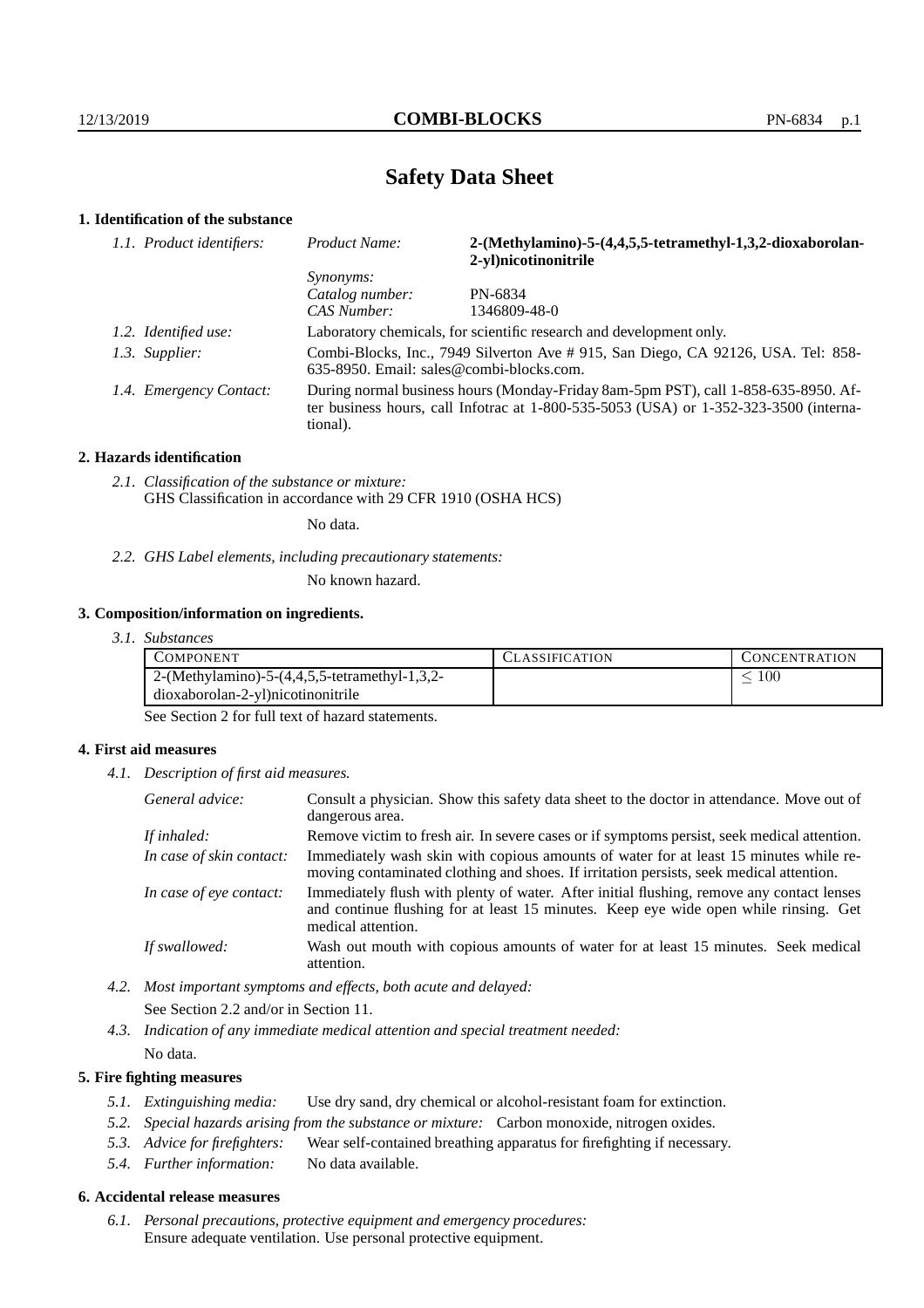# Safety Data Sheet

## 1. Identification of the substance

*1.1. Product identifiers:*

*Product Name:* **2-(Methylamino)-5-(4,4,5,5-tetramethyl-1,3,2-dioxaborolan-2-yl)nicotinonitrile**

*Synonyms:*

*Catalog number:* PN-6834

*CAS Number:* 1346809-48-0

*1.2. Identified use:* Laboratory chemicals, for scientific research and development only.

*1.3. Supplier:* Combi-Blocks, Inc., 7949 Silverton Ave # 915, San Diego, CA 92126, USA. Tel: 858-635-8950. Email: sales@combi-blocks.com.

*1.4. Emergency Contact:* During normal business hours (Monday-Friday 8am-5pm PST), call 1-858-635-8950. After business hours, call Infotrac at 1-800-535-5053 (USA) or 1-352-323-3500 (international).

## 2. Hazards identification

*2.1. Classification of the substance or mixture:*
GHS Classification in accordance with 29 CFR 1910 (OSHA HCS)

No data.

*2.2. GHS Label elements, including precautionary statements:*

No known hazard.

## 3. Composition/information on ingredients.

*3.1. Substances*

| COMPONENT | CLASSIFICATION | CONCENTRATION |
|---|---|---|
| 2-(Methylamino)-5-(4,4,5,5-tetramethyl-1,3,2-dioxaborolan-2-yl)nicotinonitrile | | $\leq 100$ |

See Section 2 for full text of hazard statements.

## 4. First aid measures

*4.1. Description of first aid measures.*

*General advice:* Consult a physician. Show this safety data sheet to the doctor in attendance. Move out of dangerous area.

*If inhaled:* Remove victim to fresh air. In severe cases or if symptoms persist, seek medical attention.

*In case of skin contact:* Immediately wash skin with copious amounts of water for at least 15 minutes while removing contaminated clothing and shoes. If irritation persists, seek medical attention.

*In case of eye contact:* Immediately flush with plenty of water. After initial flushing, remove any contact lenses and continue flushing for at least 15 minutes. Keep eye wide open while rinsing. Get medical attention.

*If swallowed:* Wash out mouth with copious amounts of water for at least 15 minutes. Seek medical attention.

*4.2. Most important symptoms and effects, both acute and delayed:*

See Section 2.2 and/or in Section 11.

*4.3. Indication of any immediate medical attention and special treatment needed:*

No data.

## 5. Fire fighting measures

*5.1. Extinguishing media:* Use dry sand, dry chemical or alcohol-resistant foam for extinction.

*5.2. Special hazards arising from the substance or mixture:* Carbon monoxide, nitrogen oxides.

*5.3. Advice for firefighters:* Wear self-contained breathing apparatus for firefighting if necessary.

*5.4. Further information:* No data available.

## 6. Accidental release measures

*6.1. Personal precautions, protective equipment and emergency procedures:*
Ensure adequate ventilation. Use personal protective equipment.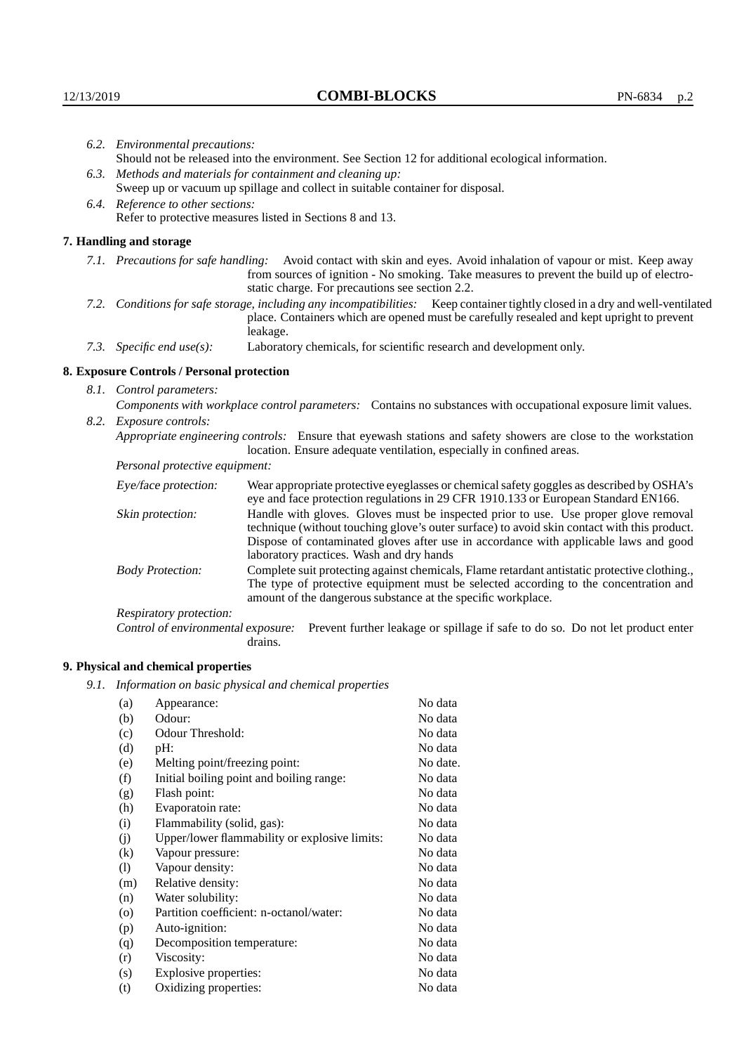*6.2. Environmental precautions:*
Should not be released into the environment. See Section 12 for additional ecological information.

*6.3. Methods and materials for containment and cleaning up:*
Sweep up or vacuum up spillage and collect in suitable container for disposal.

*6.4. Reference to other sections:*
Refer to protective measures listed in Sections 8 and 13.

## 7. Handling and storage

*7.1. Precautions for safe handling:* Avoid contact with skin and eyes. Avoid inhalation of vapour or mist. Keep away from sources of ignition - No smoking. Take measures to prevent the build up of electrostatic charge. For precautions see section 2.2.

*7.2. Conditions for safe storage, including any incompatibilities:* Keep container tightly closed in a dry and well-ventilated place. Containers which are opened must be carefully resealed and kept upright to prevent leakage.

*7.3. Specific end use(s):* Laboratory chemicals, for scientific research and development only.

## 8. Exposure Controls / Personal protection

*8.1. Control parameters:*
*Components with workplace control parameters:* Contains no substances with occupational exposure limit values.

*8.2. Exposure controls:*
*Appropriate engineering controls:* Ensure that eyewash stations and safety showers are close to the workstation location. Ensure adequate ventilation, especially in confined areas.

*Personal protective equipment:*

*Eye/face protection:* Wear appropriate protective eyeglasses or chemical safety goggles as described by OSHA's eye and face protection regulations in 29 CFR 1910.133 or European Standard EN166.

*Skin protection:* Handle with gloves. Gloves must be inspected prior to use. Use proper glove removal technique (without touching glove's outer surface) to avoid skin contact with this product. Dispose of contaminated gloves after use in accordance with applicable laws and good laboratory practices. Wash and dry hands

*Body Protection:* Complete suit protecting against chemicals, Flame retardant antistatic protective clothing., The type of protective equipment must be selected according to the concentration and amount of the dangerous substance at the specific workplace.

*Respiratory protection:*

*Control of environmental exposure:* Prevent further leakage or spillage if safe to do so. Do not let product enter drains.

## 9. Physical and chemical properties

*9.1. Information on basic physical and chemical properties*

| | | |
|---|---|---|
| (a) | Appearance: | No data |
| (b) | Odour: | No data |
| (c) | Odour Threshold: | No data |
| (d) | pH: | No data |
| (e) | Melting point/freezing point: | No date. |
| (f) | Initial boiling point and boiling range: | No data |
| (g) | Flash point: | No data |
| (h) | Evaporatoin rate: | No data |
| (i) | Flammability (solid, gas): | No data |
| (j) | Upper/lower flammability or explosive limits: | No data |
| (k) | Vapour pressure: | No data |
| (l) | Vapour density: | No data |
| (m) | Relative density: | No data |
| (n) | Water solubility: | No data |
| (o) | Partition coefficient: n-octanol/water: | No data |
| (p) | Auto-ignition: | No data |
| (q) | Decomposition temperature: | No data |
| (r) | Viscosity: | No data |
| (s) | Explosive properties: | No data |
| (t) | Oxidizing properties: | No data |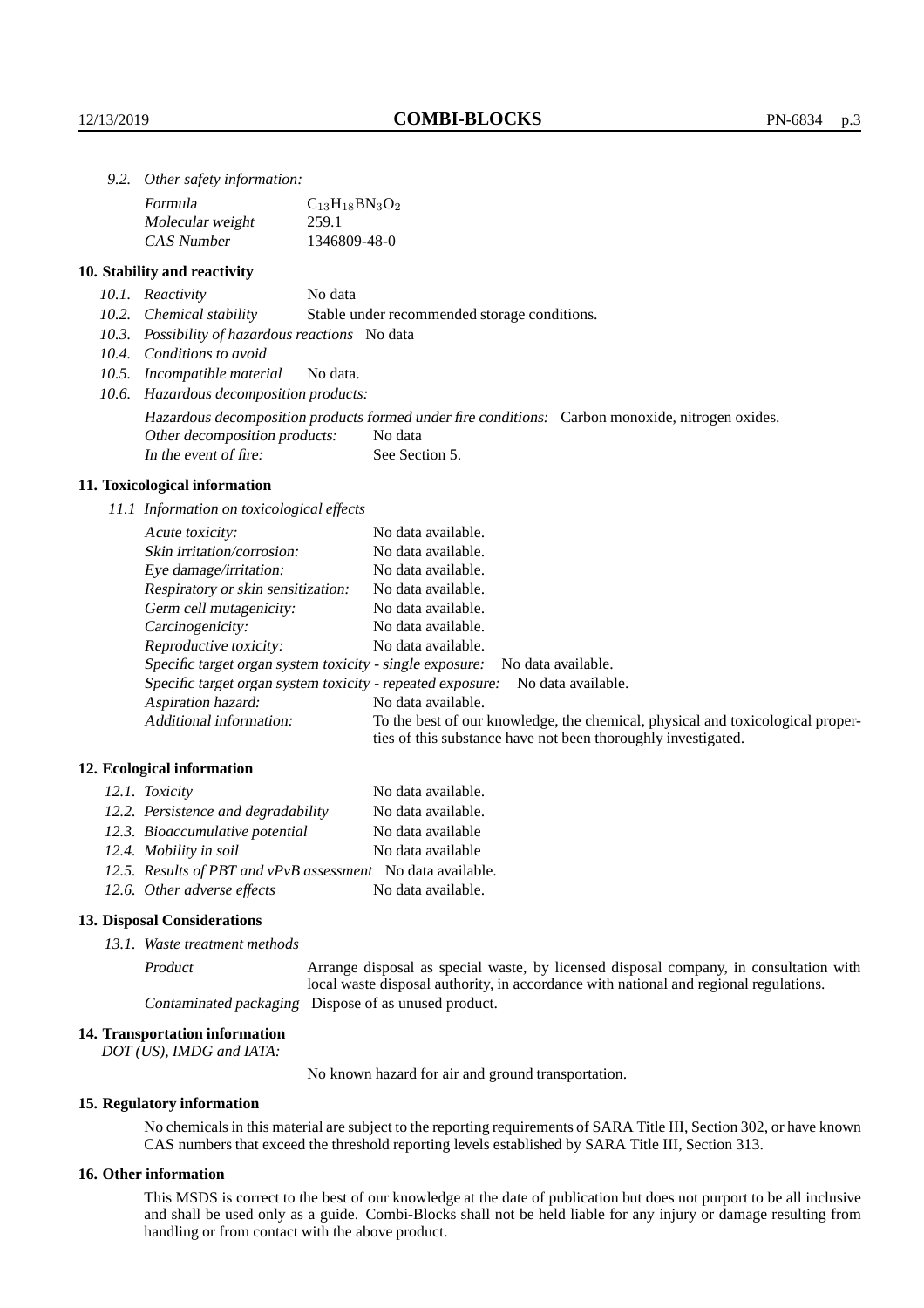*9.2. Other safety information:*

| | |
|---|---|
| *Formula* | $C_{13}H_{18}BN_3O_2$ |
| *Molecular weight* | 259.1 |
| *CAS Number* | 1346809-48-0 |

## 10. Stability and reactivity

*10.1. Reactivity* No data

*10.2. Chemical stability* Stable under recommended storage conditions.

*10.3. Possibility of hazardous reactions* No data

*10.4. Conditions to avoid*

*10.5. Incompatible material* No data.

*10.6. Hazardous decomposition products:*

*Hazardous decomposition products formed under fire conditions:* Carbon monoxide, nitrogen oxides.

*Other decomposition products:* No data

*In the event of fire:* See Section 5.

## 11. Toxicological information

*11.1 Information on toxicological effects*

| | |
|---|---|
| *Acute toxicity:* | No data available. |
| *Skin irritation/corrosion:* | No data available. |
| *Eye damage/irritation:* | No data available. |
| *Respiratory or skin sensitization:* | No data available. |
| *Germ cell mutagenicity:* | No data available. |
| *Carcinogenicity:* | No data available. |
| *Reproductive toxicity:* | No data available. |
| *Specific target organ system toxicity - single exposure:* | No data available. |
| *Specific target organ system toxicity - repeated exposure:* | No data available. |
| *Aspiration hazard:* | No data available. |
| *Additional information:* | To the best of our knowledge, the chemical, physical and toxicological properties of this substance have not been thoroughly investigated. |

## 12. Ecological information

| | |
|---|---|
| *12.1. Toxicity* | No data available. |
| *12.2. Persistence and degradability* | No data available. |
| *12.3. Bioaccumulative potential* | No data available |
| *12.4. Mobility in soil* | No data available |
| *12.5. Results of PBT and vPvB assessment* | No data available. |
| *12.6. Other adverse effects* | No data available. |

## 13. Disposal Considerations

*13.1. Waste treatment methods*

*Product* Arrange disposal as special waste, by licensed disposal company, in consultation with local waste disposal authority, in accordance with national and regional regulations.

*Contaminated packaging* Dispose of as unused product.

## 14. Transportation information

*DOT (US), IMDG and IATA:*

No known hazard for air and ground transportation.

## 15. Regulatory information

No chemicals in this material are subject to the reporting requirements of SARA Title III, Section 302, or have known CAS numbers that exceed the threshold reporting levels established by SARA Title III, Section 313.

## 16. Other information

This MSDS is correct to the best of our knowledge at the date of publication but does not purport to be all inclusive and shall be used only as a guide. Combi-Blocks shall not be held liable for any injury or damage resulting from handling or from contact with the above product.